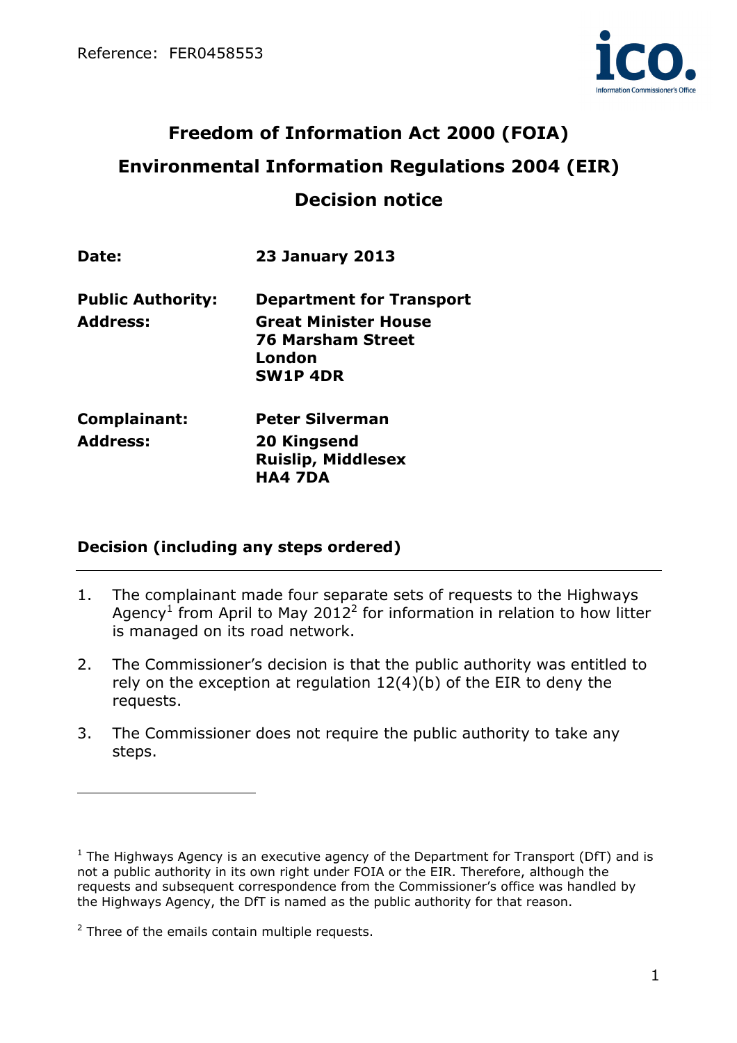Reference: FER0458553

# Freedom of Information Act 2000 (FOIA)

# Environmental Information Regulations 2004 (EIR)

# Decision notice

| | |
|---|---|
| **Date:** | **23 January 2013** |
| **Public Authority:** | **Department for Transport** |
| **Address:** | **Great Minister House**<br>**76 Marsham Street**<br>**London**<br>**SW1P 4DR** |
| **Complainant:** | **Peter Silverman** |
| **Address:** | **20 Kingsend**<br>**Ruislip, Middlesex**<br>**HA4 7DA** |

## Decision (including any steps ordered)

1. The complainant made four separate sets of requests to the Highways Agency[1] from April to May 2012[2] for information in relation to how litter is managed on its road network.

2. The Commissioner's decision is that the public authority was entitled to rely on the exception at regulation 12(4)(b) of the EIR to deny the requests.

3. The Commissioner does not require the public authority to take any steps.

---

[1] The Highways Agency is an executive agency of the Department for Transport (DfT) and is not a public authority in its own right under FOIA or the EIR. Therefore, although the requests and subsequent correspondence from the Commissioner's office was handled by the Highways Agency, the DfT is named as the public authority for that reason.

[2] Three of the emails contain multiple requests.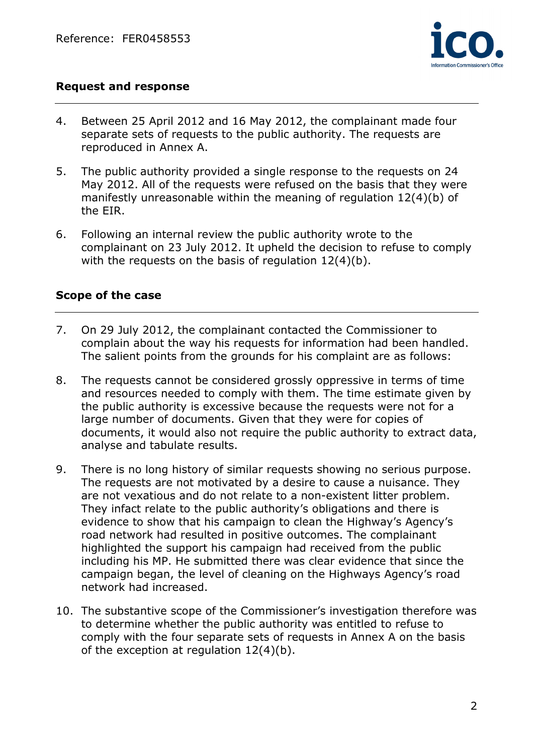## Request and response

4. Between 25 April 2012 and 16 May 2012, the complainant made four separate sets of requests to the public authority. The requests are reproduced in Annex A.

5. The public authority provided a single response to the requests on 24 May 2012. All of the requests were refused on the basis that they were manifestly unreasonable within the meaning of regulation 12(4)(b) of the EIR.

6. Following an internal review the public authority wrote to the complainant on 23 July 2012. It upheld the decision to refuse to comply with the requests on the basis of regulation 12(4)(b).

## Scope of the case

7. On 29 July 2012, the complainant contacted the Commissioner to complain about the way his requests for information had been handled. The salient points from the grounds for his complaint are as follows:

8. The requests cannot be considered grossly oppressive in terms of time and resources needed to comply with them. The time estimate given by the public authority is excessive because the requests were not for a large number of documents. Given that they were for copies of documents, it would also not require the public authority to extract data, analyse and tabulate results.

9. There is no long history of similar requests showing no serious purpose. The requests are not motivated by a desire to cause a nuisance. They are not vexatious and do not relate to a non-existent litter problem. They infact relate to the public authority's obligations and there is evidence to show that his campaign to clean the Highway's Agency's road network had resulted in positive outcomes. The complainant highlighted the support his campaign had received from the public including his MP. He submitted there was clear evidence that since the campaign began, the level of cleaning on the Highways Agency's road network had increased.

10. The substantive scope of the Commissioner's investigation therefore was to determine whether the public authority was entitled to refuse to comply with the four separate sets of requests in Annex A on the basis of the exception at regulation 12(4)(b).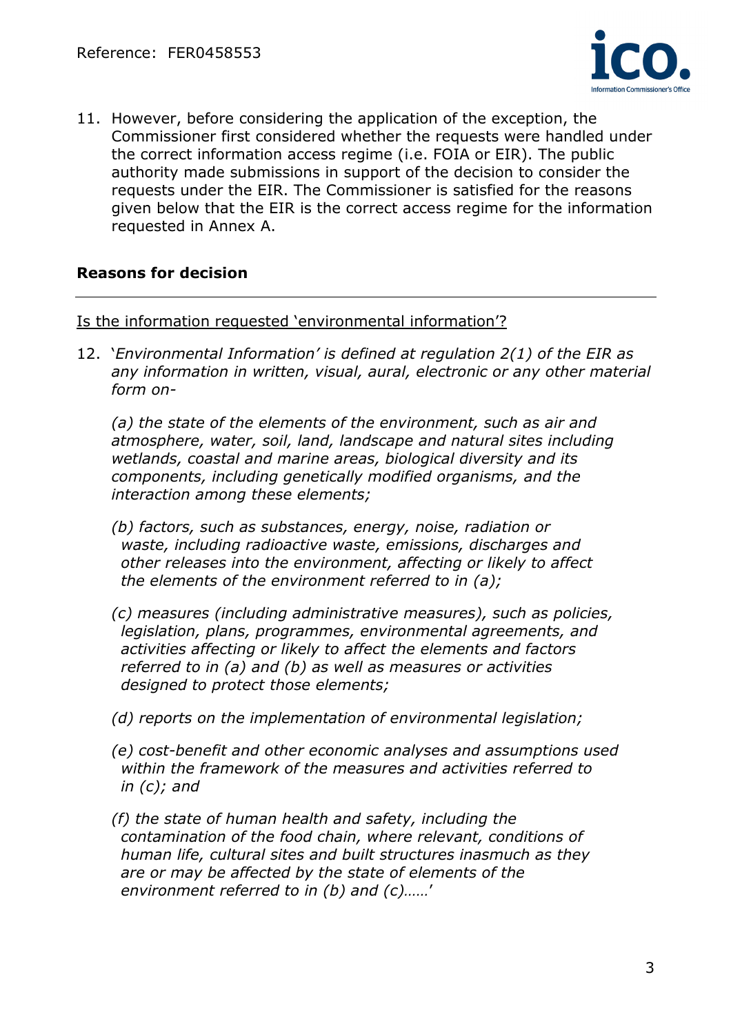11. However, before considering the application of the exception, the Commissioner first considered whether the requests were handled under the correct information access regime (i.e. FOIA or EIR). The public authority made submissions in support of the decision to consider the requests under the EIR. The Commissioner is satisfied for the reasons given below that the EIR is the correct access regime for the information requested in Annex A.

## Reasons for decision

---

<u>Is the information requested 'environmental information'?</u>

12. '*Environmental Information' is defined at regulation 2(1) of the EIR as any information in written, visual, aural, electronic or any other material form on-*

    *(a) the state of the elements of the environment, such as air and atmosphere, water, soil, land, landscape and natural sites including wetlands, coastal and marine areas, biological diversity and its components, including genetically modified organisms, and the interaction among these elements;*

    *(b) factors, such as substances, energy, noise, radiation or waste, including radioactive waste, emissions, discharges and other releases into the environment, affecting or likely to affect the elements of the environment referred to in (a);*

    *(c) measures (including administrative measures), such as policies, legislation, plans, programmes, environmental agreements, and activities affecting or likely to affect the elements and factors referred to in (a) and (b) as well as measures or activities designed to protect those elements;*

    *(d) reports on the implementation of environmental legislation;*

    *(e) cost-benefit and other economic analyses and assumptions used within the framework of the measures and activities referred to in (c); and*

    *(f) the state of human health and safety, including the contamination of the food chain, where relevant, conditions of human life, cultural sites and built structures inasmuch as they are or may be affected by the state of elements of the environment referred to in (b) and (c)……*'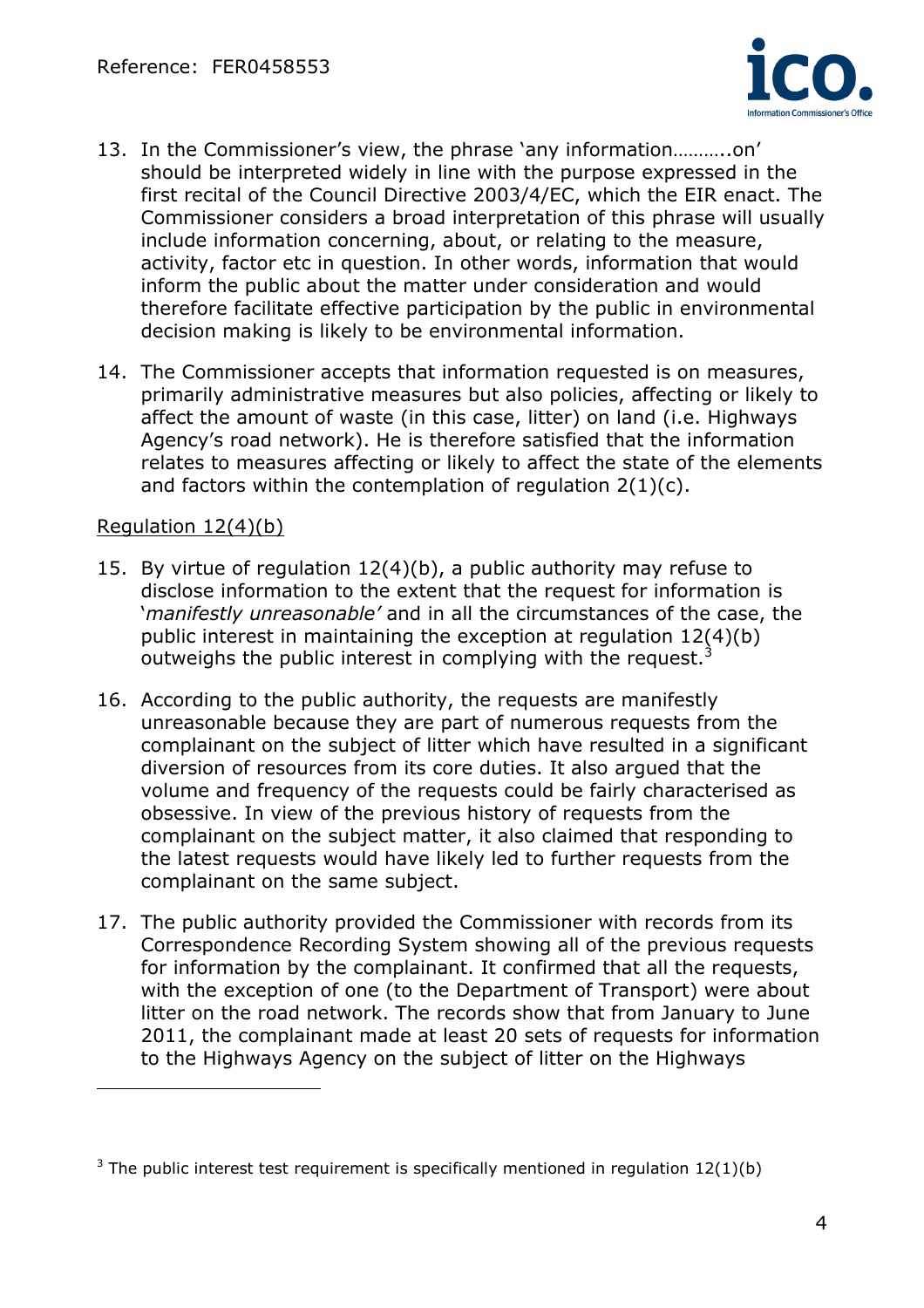13. In the Commissioner's view, the phrase 'any information………..on' should be interpreted widely in line with the purpose expressed in the first recital of the Council Directive 2003/4/EC, which the EIR enact. The Commissioner considers a broad interpretation of this phrase will usually include information concerning, about, or relating to the measure, activity, factor etc in question. In other words, information that would inform the public about the matter under consideration and would therefore facilitate effective participation by the public in environmental decision making is likely to be environmental information.

14. The Commissioner accepts that information requested is on measures, primarily administrative measures but also policies, affecting or likely to affect the amount of waste (in this case, litter) on land (i.e. Highways Agency's road network). He is therefore satisfied that the information relates to measures affecting or likely to affect the state of the elements and factors within the contemplation of regulation 2(1)(c).

<u>Regulation 12(4)(b)</u>

15. By virtue of regulation 12(4)(b), a public authority may refuse to disclose information to the extent that the request for information is '*manifestly unreasonable'* and in all the circumstances of the case, the public interest in maintaining the exception at regulation 12(4)(b) outweighs the public interest in complying with the request.[3]

16. According to the public authority, the requests are manifestly unreasonable because they are part of numerous requests from the complainant on the subject of litter which have resulted in a significant diversion of resources from its core duties. It also argued that the volume and frequency of the requests could be fairly characterised as obsessive. In view of the previous history of requests from the complainant on the subject matter, it also claimed that responding to the latest requests would have likely led to further requests from the complainant on the same subject.

17. The public authority provided the Commissioner with records from its Correspondence Recording System showing all of the previous requests for information by the complainant. It confirmed that all the requests, with the exception of one (to the Department of Transport) were about litter on the road network. The records show that from January to June 2011, the complainant made at least 20 sets of requests for information to the Highways Agency on the subject of litter on the Highways

[3] The public interest test requirement is specifically mentioned in regulation 12(1)(b)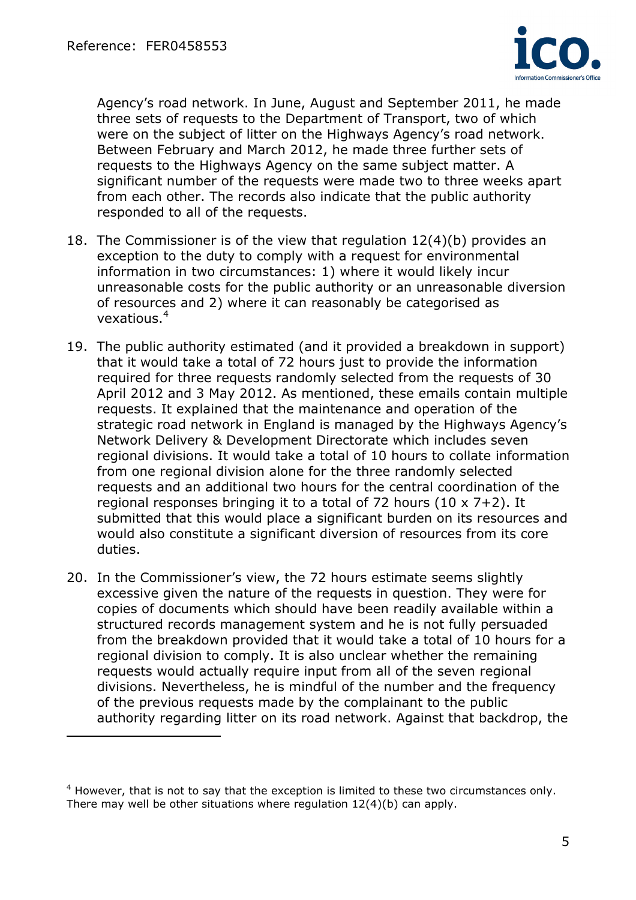Agency's road network. In June, August and September 2011, he made three sets of requests to the Department of Transport, two of which were on the subject of litter on the Highways Agency's road network. Between February and March 2012, he made three further sets of requests to the Highways Agency on the same subject matter. A significant number of the requests were made two to three weeks apart from each other. The records also indicate that the public authority responded to all of the requests.

18. The Commissioner is of the view that regulation 12(4)(b) provides an exception to the duty to comply with a request for environmental information in two circumstances: 1) where it would likely incur unreasonable costs for the public authority or an unreasonable diversion of resources and 2) where it can reasonably be categorised as vexatious.[4]

19. The public authority estimated (and it provided a breakdown in support) that it would take a total of 72 hours just to provide the information required for three requests randomly selected from the requests of 30 April 2012 and 3 May 2012. As mentioned, these emails contain multiple requests. It explained that the maintenance and operation of the strategic road network in England is managed by the Highways Agency's Network Delivery & Development Directorate which includes seven regional divisions. It would take a total of 10 hours to collate information from one regional division alone for the three randomly selected requests and an additional two hours for the central coordination of the regional responses bringing it to a total of 72 hours (10 x 7+2). It submitted that this would place a significant burden on its resources and would also constitute a significant diversion of resources from its core duties.

20. In the Commissioner's view, the 72 hours estimate seems slightly excessive given the nature of the requests in question. They were for copies of documents which should have been readily available within a structured records management system and he is not fully persuaded from the breakdown provided that it would take a total of 10 hours for a regional division to comply. It is also unclear whether the remaining requests would actually require input from all of the seven regional divisions. Nevertheless, he is mindful of the number and the frequency of the previous requests made by the complainant to the public authority regarding litter on its road network. Against that backdrop, the

---

[4] However, that is not to say that the exception is limited to these two circumstances only. There may well be other situations where regulation 12(4)(b) can apply.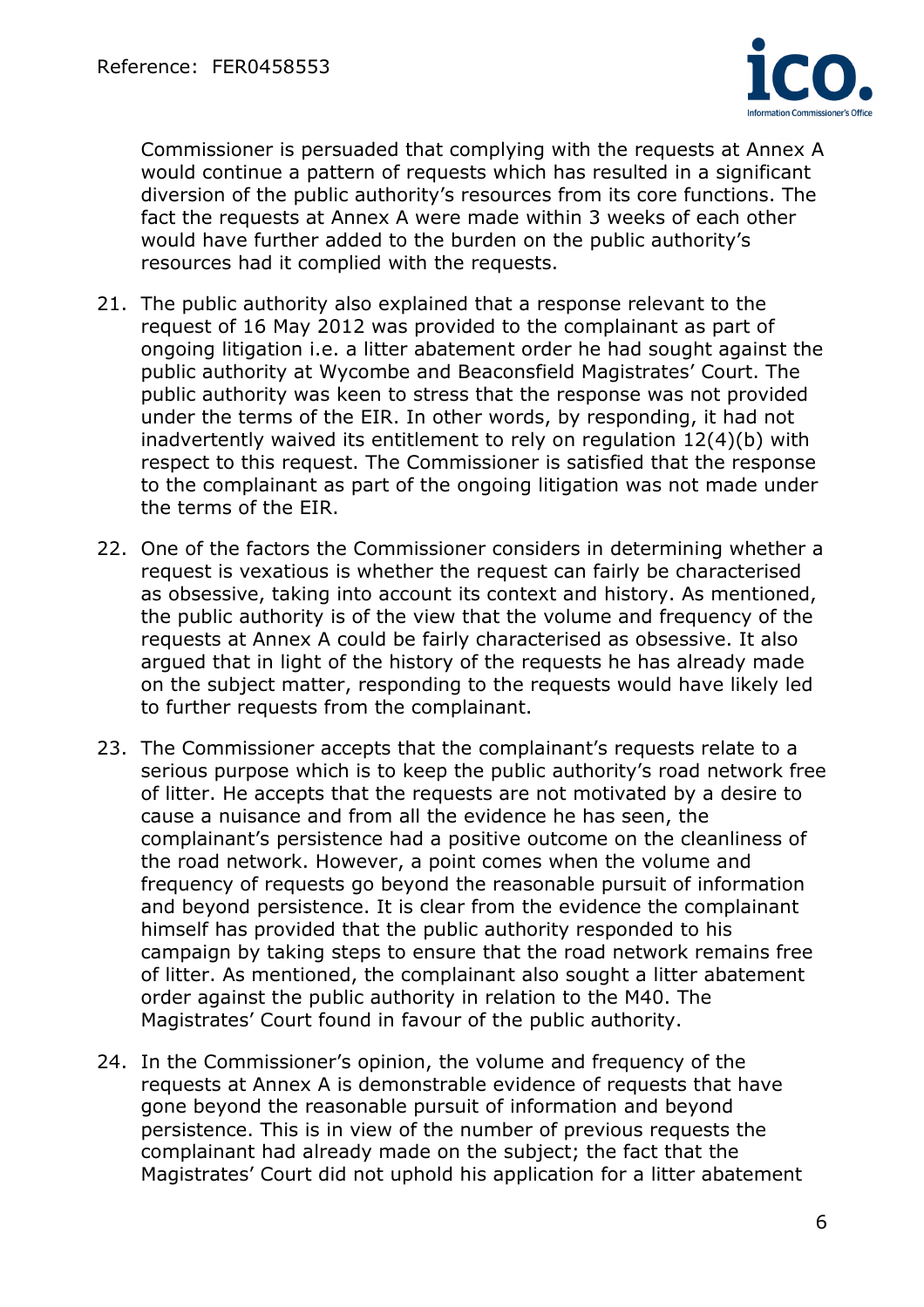Commissioner is persuaded that complying with the requests at Annex A would continue a pattern of requests which has resulted in a significant diversion of the public authority's resources from its core functions. The fact the requests at Annex A were made within 3 weeks of each other would have further added to the burden on the public authority's resources had it complied with the requests.

21. The public authority also explained that a response relevant to the request of 16 May 2012 was provided to the complainant as part of ongoing litigation i.e. a litter abatement order he had sought against the public authority at Wycombe and Beaconsfield Magistrates' Court. The public authority was keen to stress that the response was not provided under the terms of the EIR. In other words, by responding, it had not inadvertently waived its entitlement to rely on regulation 12(4)(b) with respect to this request. The Commissioner is satisfied that the response to the complainant as part of the ongoing litigation was not made under the terms of the EIR.

22. One of the factors the Commissioner considers in determining whether a request is vexatious is whether the request can fairly be characterised as obsessive, taking into account its context and history. As mentioned, the public authority is of the view that the volume and frequency of the requests at Annex A could be fairly characterised as obsessive. It also argued that in light of the history of the requests he has already made on the subject matter, responding to the requests would have likely led to further requests from the complainant.

23. The Commissioner accepts that the complainant's requests relate to a serious purpose which is to keep the public authority's road network free of litter. He accepts that the requests are not motivated by a desire to cause a nuisance and from all the evidence he has seen, the complainant's persistence had a positive outcome on the cleanliness of the road network. However, a point comes when the volume and frequency of requests go beyond the reasonable pursuit of information and beyond persistence. It is clear from the evidence the complainant himself has provided that the public authority responded to his campaign by taking steps to ensure that the road network remains free of litter. As mentioned, the complainant also sought a litter abatement order against the public authority in relation to the M40. The Magistrates' Court found in favour of the public authority.

24. In the Commissioner's opinion, the volume and frequency of the requests at Annex A is demonstrable evidence of requests that have gone beyond the reasonable pursuit of information and beyond persistence. This is in view of the number of previous requests the complainant had already made on the subject; the fact that the Magistrates' Court did not uphold his application for a litter abatement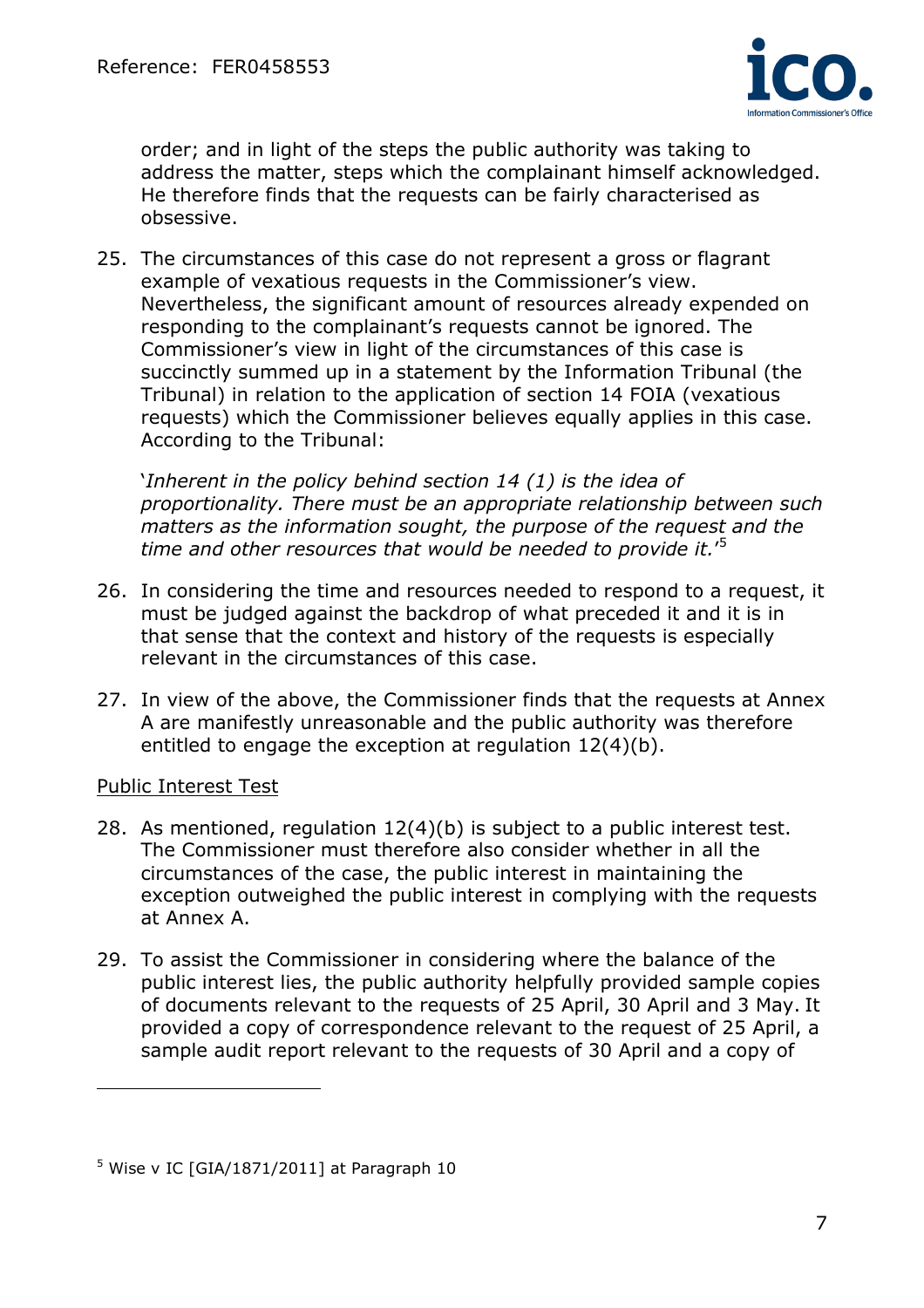order; and in light of the steps the public authority was taking to address the matter, steps which the complainant himself acknowledged. He therefore finds that the requests can be fairly characterised as obsessive.

25. The circumstances of this case do not represent a gross or flagrant example of vexatious requests in the Commissioner's view. Nevertheless, the significant amount of resources already expended on responding to the complainant's requests cannot be ignored. The Commissioner's view in light of the circumstances of this case is succinctly summed up in a statement by the Information Tribunal (the Tribunal) in relation to the application of section 14 FOIA (vexatious requests) which the Commissioner believes equally applies in this case. According to the Tribunal:

   '*Inherent in the policy behind section 14 (1) is the idea of proportionality. There must be an appropriate relationship between such matters as the information sought, the purpose of the request and the time and other resources that would be needed to provide it.*'[5]

26. In considering the time and resources needed to respond to a request, it must be judged against the backdrop of what preceded it and it is in that sense that the context and history of the requests is especially relevant in the circumstances of this case.

27. In view of the above, the Commissioner finds that the requests at Annex A are manifestly unreasonable and the public authority was therefore entitled to engage the exception at regulation 12(4)(b).

<u>Public Interest Test</u>

28. As mentioned, regulation 12(4)(b) is subject to a public interest test. The Commissioner must therefore also consider whether in all the circumstances of the case, the public interest in maintaining the exception outweighed the public interest in complying with the requests at Annex A.

29. To assist the Commissioner in considering where the balance of the public interest lies, the public authority helpfully provided sample copies of documents relevant to the requests of 25 April, 30 April and 3 May. It provided a copy of correspondence relevant to the request of 25 April, a sample audit report relevant to the requests of 30 April and a copy of

---

[5] Wise v IC [GIA/1871/2011] at Paragraph 10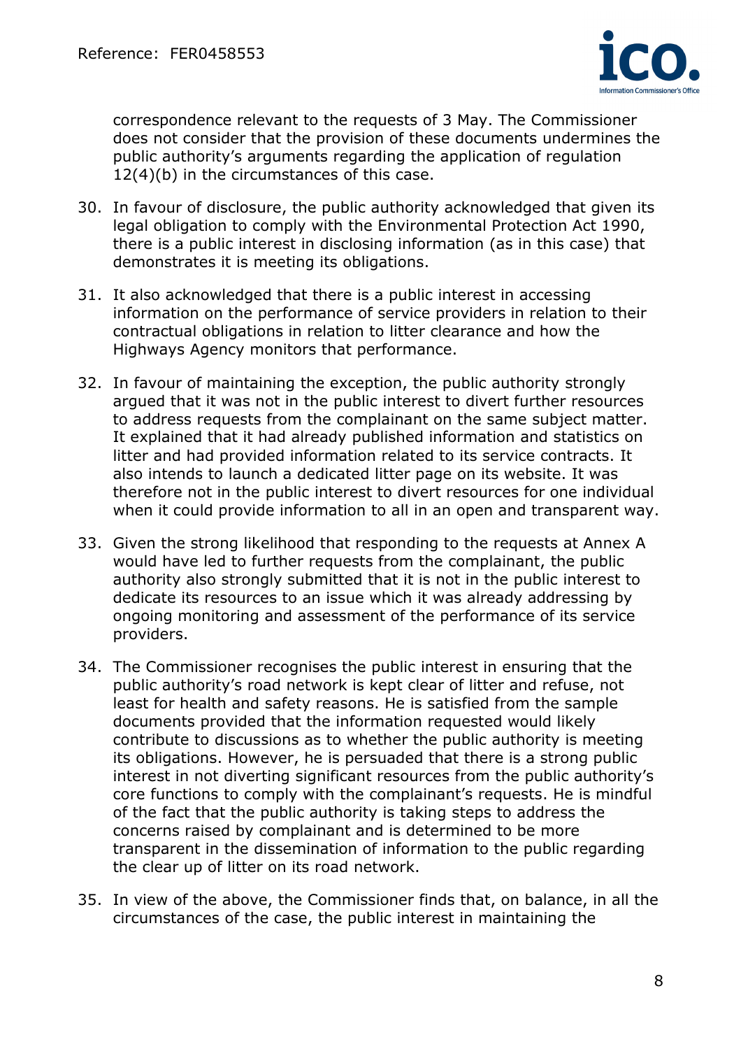correspondence relevant to the requests of 3 May. The Commissioner does not consider that the provision of these documents undermines the public authority's arguments regarding the application of regulation 12(4)(b) in the circumstances of this case.

30. In favour of disclosure, the public authority acknowledged that given its legal obligation to comply with the Environmental Protection Act 1990, there is a public interest in disclosing information (as in this case) that demonstrates it is meeting its obligations.

31. It also acknowledged that there is a public interest in accessing information on the performance of service providers in relation to their contractual obligations in relation to litter clearance and how the Highways Agency monitors that performance.

32. In favour of maintaining the exception, the public authority strongly argued that it was not in the public interest to divert further resources to address requests from the complainant on the same subject matter. It explained that it had already published information and statistics on litter and had provided information related to its service contracts. It also intends to launch a dedicated litter page on its website. It was therefore not in the public interest to divert resources for one individual when it could provide information to all in an open and transparent way.

33. Given the strong likelihood that responding to the requests at Annex A would have led to further requests from the complainant, the public authority also strongly submitted that it is not in the public interest to dedicate its resources to an issue which it was already addressing by ongoing monitoring and assessment of the performance of its service providers.

34. The Commissioner recognises the public interest in ensuring that the public authority's road network is kept clear of litter and refuse, not least for health and safety reasons. He is satisfied from the sample documents provided that the information requested would likely contribute to discussions as to whether the public authority is meeting its obligations. However, he is persuaded that there is a strong public interest in not diverting significant resources from the public authority's core functions to comply with the complainant's requests. He is mindful of the fact that the public authority is taking steps to address the concerns raised by complainant and is determined to be more transparent in the dissemination of information to the public regarding the clear up of litter on its road network.

35. In view of the above, the Commissioner finds that, on balance, in all the circumstances of the case, the public interest in maintaining the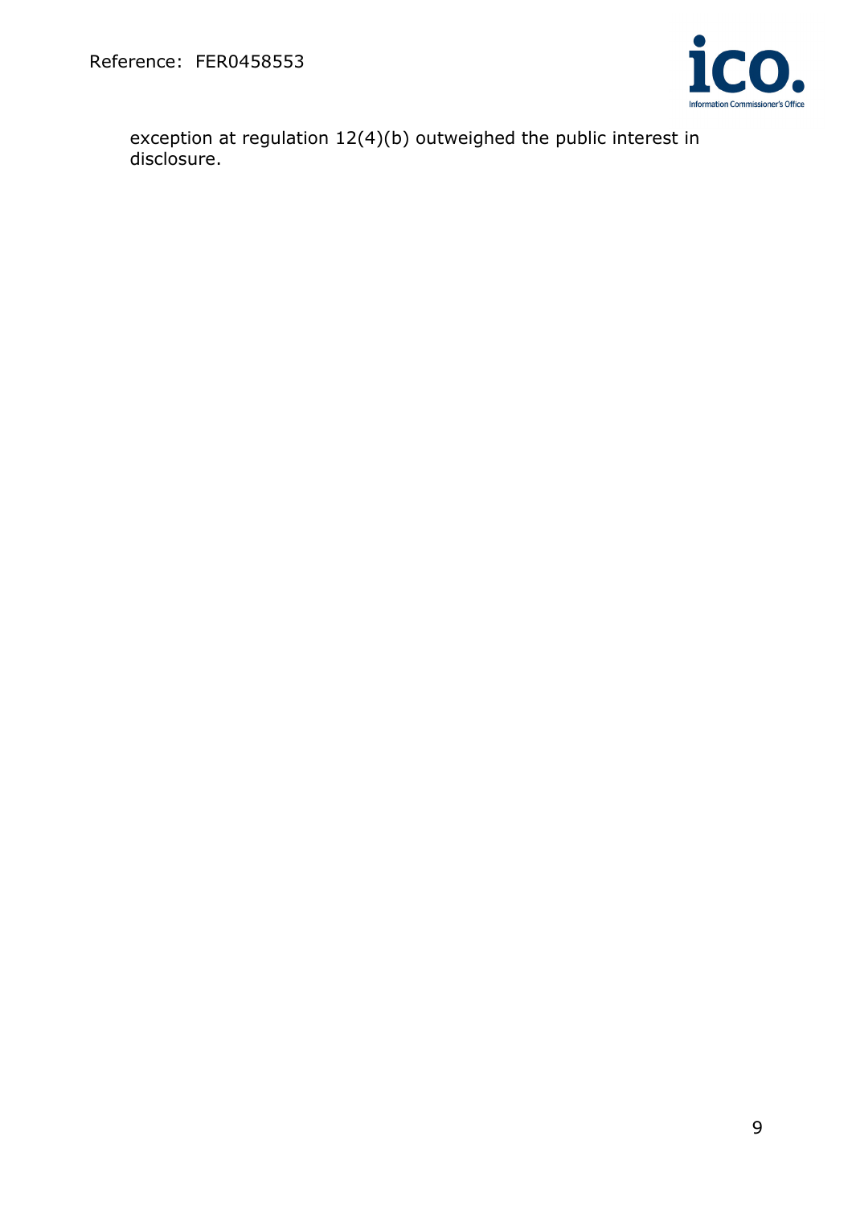exception at regulation 12(4)(b) outweighed the public interest in disclosure.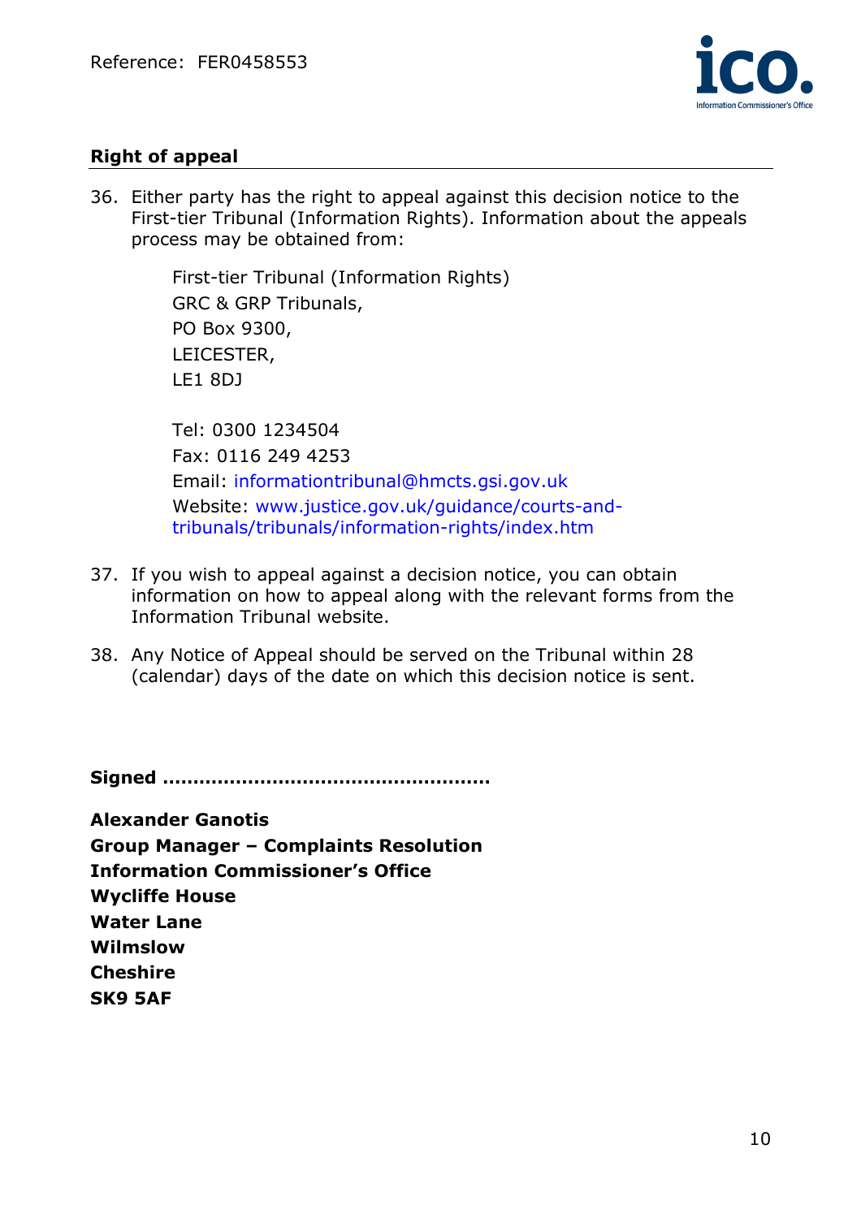## Right of appeal

36. Either party has the right to appeal against this decision notice to the First-tier Tribunal (Information Rights). Information about the appeals process may be obtained from:

    First-tier Tribunal (Information Rights)
    GRC & GRP Tribunals,
    PO Box 9300,
    LEICESTER,
    LE1 8DJ

    Tel: 0300 1234504
    Fax: 0116 249 4253
    Email: informationtribunal@hmcts.gsi.gov.uk
    Website: www.justice.gov.uk/guidance/courts-and-tribunals/tribunals/information-rights/index.htm

37. If you wish to appeal against a decision notice, you can obtain information on how to appeal along with the relevant forms from the Information Tribunal website.

38. Any Notice of Appeal should be served on the Tribunal within 28 (calendar) days of the date on which this decision notice is sent.

**Signed ………………………………………………**

**Alexander Ganotis**
**Group Manager – Complaints Resolution**
**Information Commissioner's Office**
**Wycliffe House**
**Water Lane**
**Wilmslow**
**Cheshire**
**SK9 5AF**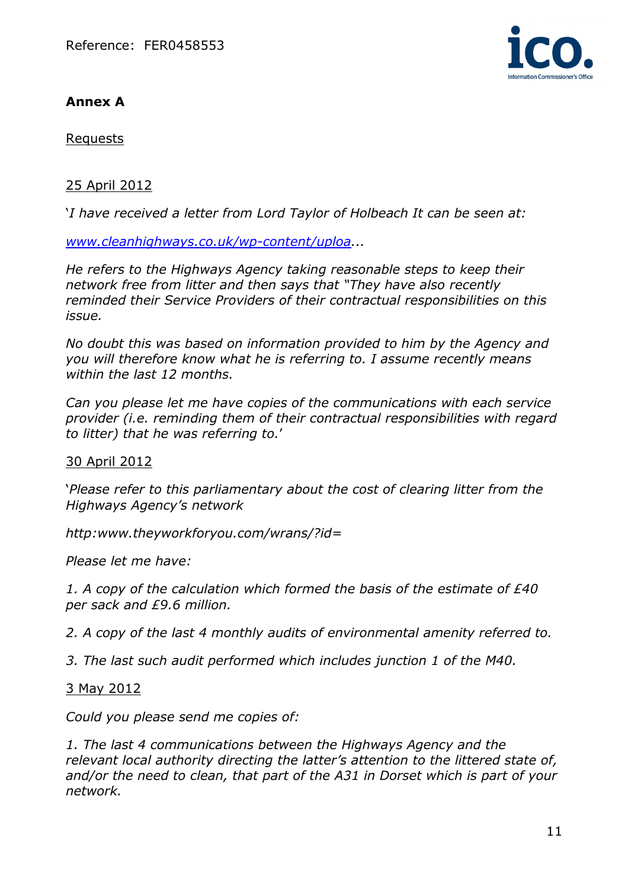**Annex A**

Requests

25 April 2012

'*I have received a letter from Lord Taylor of Holbeach It can be seen at:*

*www.cleanhighways.co.uk/wp-content/uploa...*

*He refers to the Highways Agency taking reasonable steps to keep their network free from litter and then says that "They have also recently reminded their Service Providers of their contractual responsibilities on this issue.*

*No doubt this was based on information provided to him by the Agency and you will therefore know what he is referring to. I assume recently means within the last 12 months.*

*Can you please let me have copies of the communications with each service provider (i.e. reminding them of their contractual responsibilities with regard to litter) that he was referring to.*'

30 April 2012

'*Please refer to this parliamentary about the cost of clearing litter from the Highways Agency's network*

*http:www.theyworkforyou.com/wrans/?id=*

*Please let me have:*

*1. A copy of the calculation which formed the basis of the estimate of £40 per sack and £9.6 million.*

*2. A copy of the last 4 monthly audits of environmental amenity referred to.*

*3. The last such audit performed which includes junction 1 of the M40.*

3 May 2012

*Could you please send me copies of:*

*1. The last 4 communications between the Highways Agency and the relevant local authority directing the latter's attention to the littered state of, and/or the need to clean, that part of the A31 in Dorset which is part of your network.*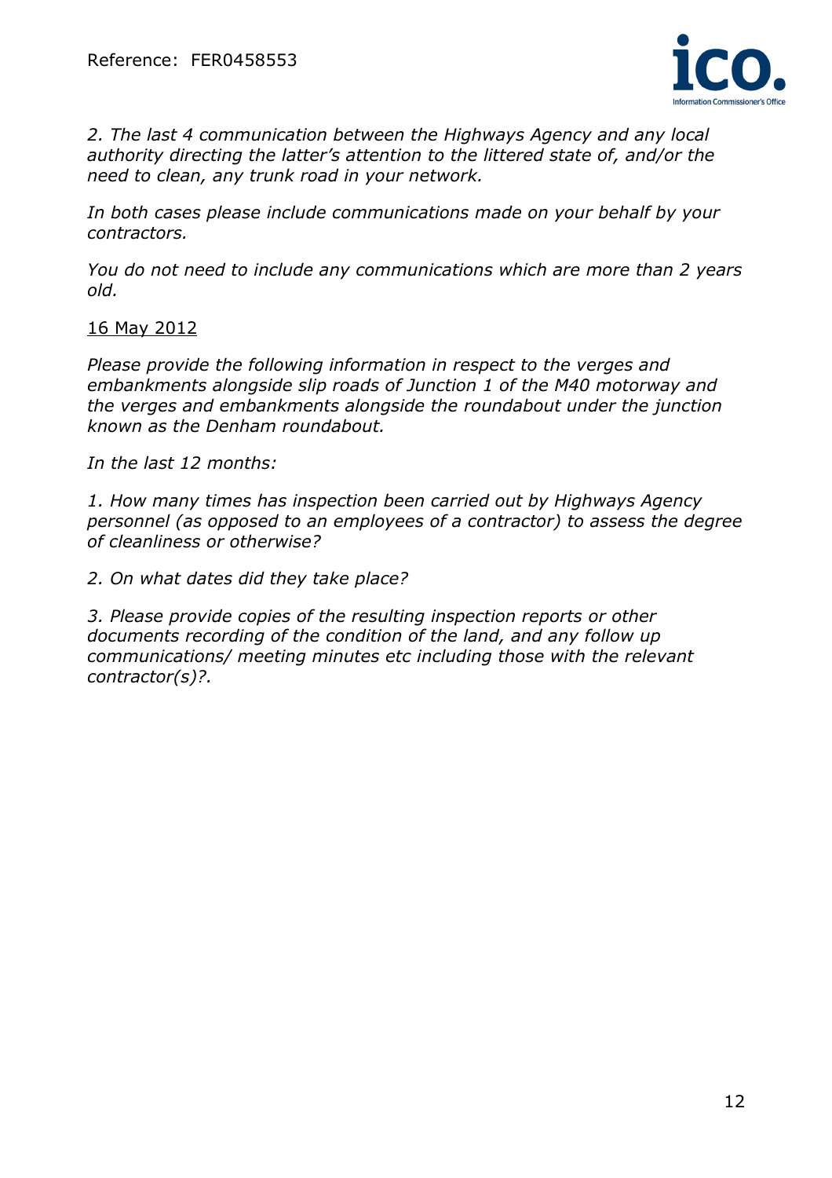*2. The last 4 communication between the Highways Agency and any local authority directing the latter's attention to the littered state of, and/or the need to clean, any trunk road in your network.*

*In both cases please include communications made on your behalf by your contractors.*

*You do not need to include any communications which are more than 2 years old.*

<u>16 May 2012</u>

*Please provide the following information in respect to the verges and embankments alongside slip roads of Junction 1 of the M40 motorway and the verges and embankments alongside the roundabout under the junction known as the Denham roundabout.*

*In the last 12 months:*

*1. How many times has inspection been carried out by Highways Agency personnel (as opposed to an employees of a contractor) to assess the degree of cleanliness or otherwise?*

*2. On what dates did they take place?*

*3. Please provide copies of the resulting inspection reports or other documents recording of the condition of the land, and any follow up communications/ meeting minutes etc including those with the relevant contractor(s)?.*